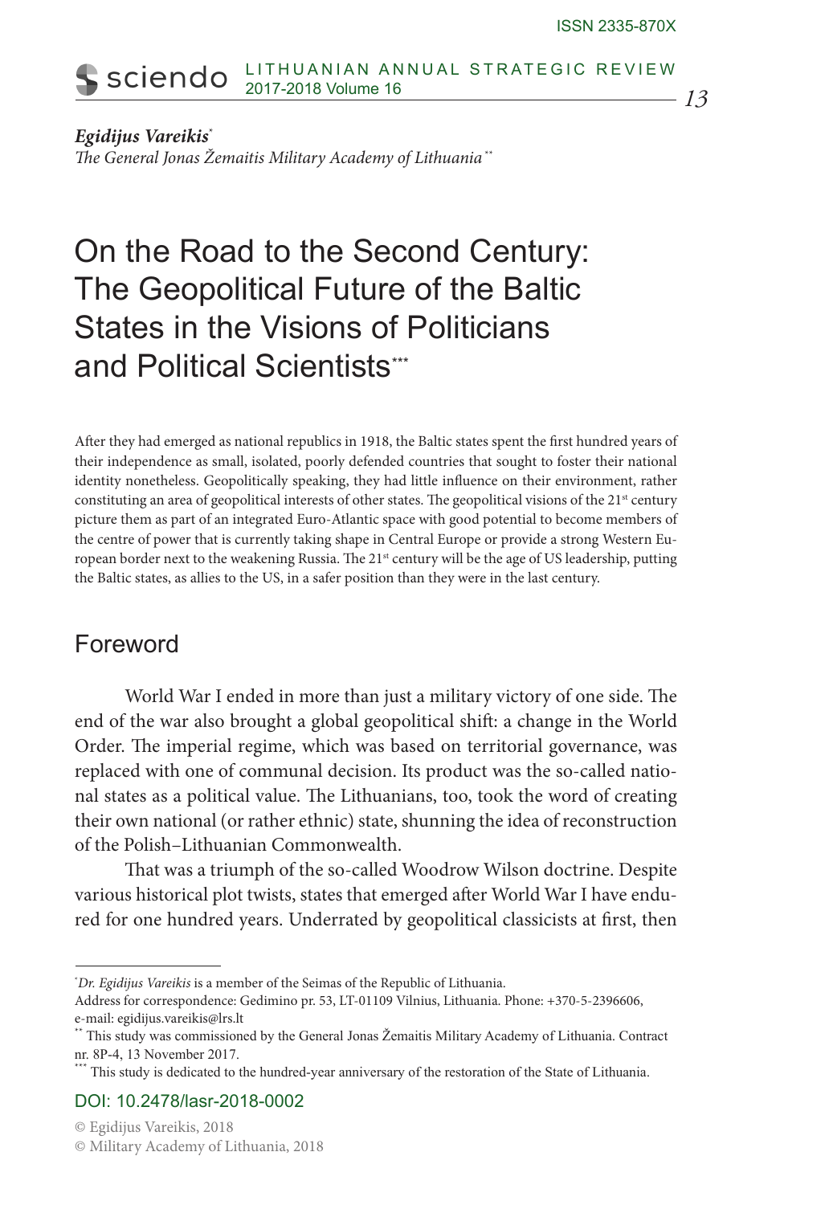*Egidijus Vareikis*[*]
*The General Jonas Žemaitis Military Academy of Lithuania*[**]

# On the Road to the Second Century: The Geopolitical Future of the Baltic States in the Visions of Politicians and Political Scientists[***]

After they had emerged as national republics in 1918, the Baltic states spent the first hundred years of their independence as small, isolated, poorly defended countries that sought to foster their national identity nonetheless. Geopolitically speaking, they had little influence on their environment, rather constituting an area of geopolitical interests of other states. The geopolitical visions of the 21st century picture them as part of an integrated Euro-Atlantic space with good potential to become members of the centre of power that is currently taking shape in Central Europe or provide a strong Western European border next to the weakening Russia. The 21st century will be the age of US leadership, putting the Baltic states, as allies to the US, in a safer position than they were in the last century.

## Foreword

World War I ended in more than just a military victory of one side. The end of the war also brought a global geopolitical shift: a change in the World Order. The imperial regime, which was based on territorial governance, was replaced with one of communal decision. Its product was the so-called national states as a political value. The Lithuanians, too, took the word of creating their own national (or rather ethnic) state, shunning the idea of reconstruction of the Polish–Lithuanian Commonwealth.

That was a triumph of the so-called Woodrow Wilson doctrine. Despite various historical plot twists, states that emerged after World War I have endured for one hundred years. Underrated by geopolitical classicists at first, then

---

[*] *Dr. Egidijus Vareikis* is a member of the Seimas of the Republic of Lithuania.
Address for correspondence: Gedimino pr. 53, LT-01109 Vilnius, Lithuania. Phone: +370-5-2396606, e-mail: egidijus.vareikis@lrs.lt

[**] This study was commissioned by the General Jonas Žemaitis Military Academy of Lithuania. Contract nr. 8P-4, 13 November 2017.

[***] This study is dedicated to the hundred-year anniversary of the restoration of the State of Lithuania.

DOI: 10.2478/lasr-2018-0002

© Egidijus Vareikis, 2018
© Military Academy of Lithuania, 2018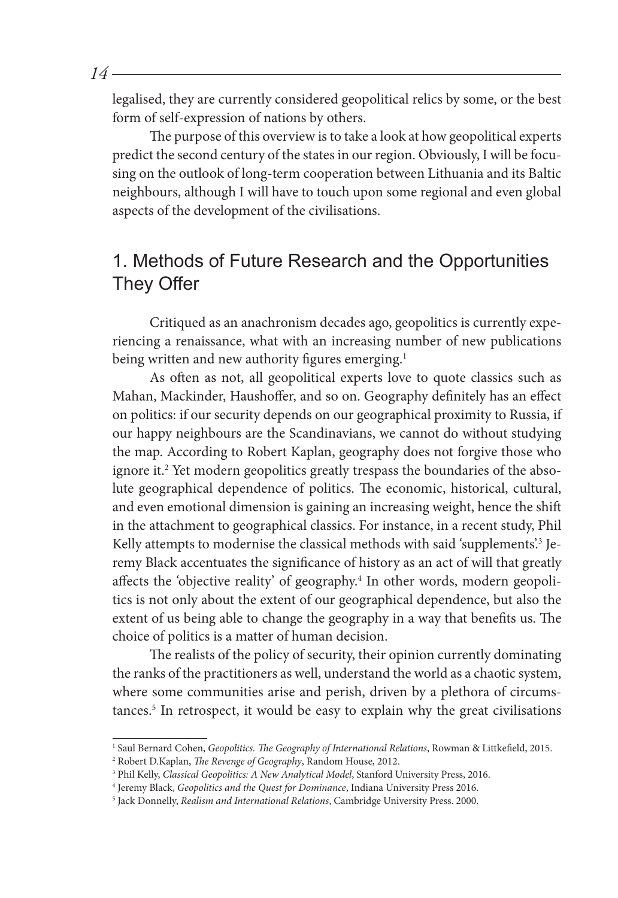legalised, they are currently considered geopolitical relics by some, or the best form of self-expression of nations by others.

The purpose of this overview is to take a look at how geopolitical experts predict the second century of the states in our region. Obviously, I will be focusing on the outlook of long-term cooperation between Lithuania and its Baltic neighbours, although I will have to touch upon some regional and even global aspects of the development of the civilisations.

## 1. Methods of Future Research and the Opportunities They Offer

Critiqued as an anachronism decades ago, geopolitics is currently experiencing a renaissance, what with an increasing number of new publications being written and new authority figures emerging.[1]

As often as not, all geopolitical experts love to quote classics such as Mahan, Mackinder, Haushoffer, and so on. Geography definitely has an effect on politics: if our security depends on our geographical proximity to Russia, if our happy neighbours are the Scandinavians, we cannot do without studying the map. According to Robert Kaplan, geography does not forgive those who ignore it.[2] Yet modern geopolitics greatly trespass the boundaries of the absolute geographical dependence of politics. The economic, historical, cultural, and even emotional dimension is gaining an increasing weight, hence the shift in the attachment to geographical classics. For instance, in a recent study, Phil Kelly attempts to modernise the classical methods with said 'supplements'.[3] Jeremy Black accentuates the significance of history as an act of will that greatly affects the 'objective reality' of geography.[4] In other words, modern geopolitics is not only about the extent of our geographical dependence, but also the extent of us being able to change the geography in a way that benefits us. The choice of politics is a matter of human decision.

The realists of the policy of security, their opinion currently dominating the ranks of the practitioners as well, understand the world as a chaotic system, where some communities arise and perish, driven by a plethora of circumstances.[5] In retrospect, it would be easy to explain why the great civilisations

---

[1] Saul Bernard Cohen, *Geopolitics. The Geography of International Relations*, Rowman & Littkefield, 2015.

[2] Robert D.Kaplan, *The Revenge of Geography*, Random House, 2012.

[3] Phil Kelly, *Classical Geopolitics: A New Analytical Model*, Stanford University Press, 2016.

[4] Jeremy Black, *Geopolitics and the Quest for Dominance*, Indiana University Press 2016.

[5] Jack Donnelly, *Realism and International Relations*, Cambridge University Press. 2000.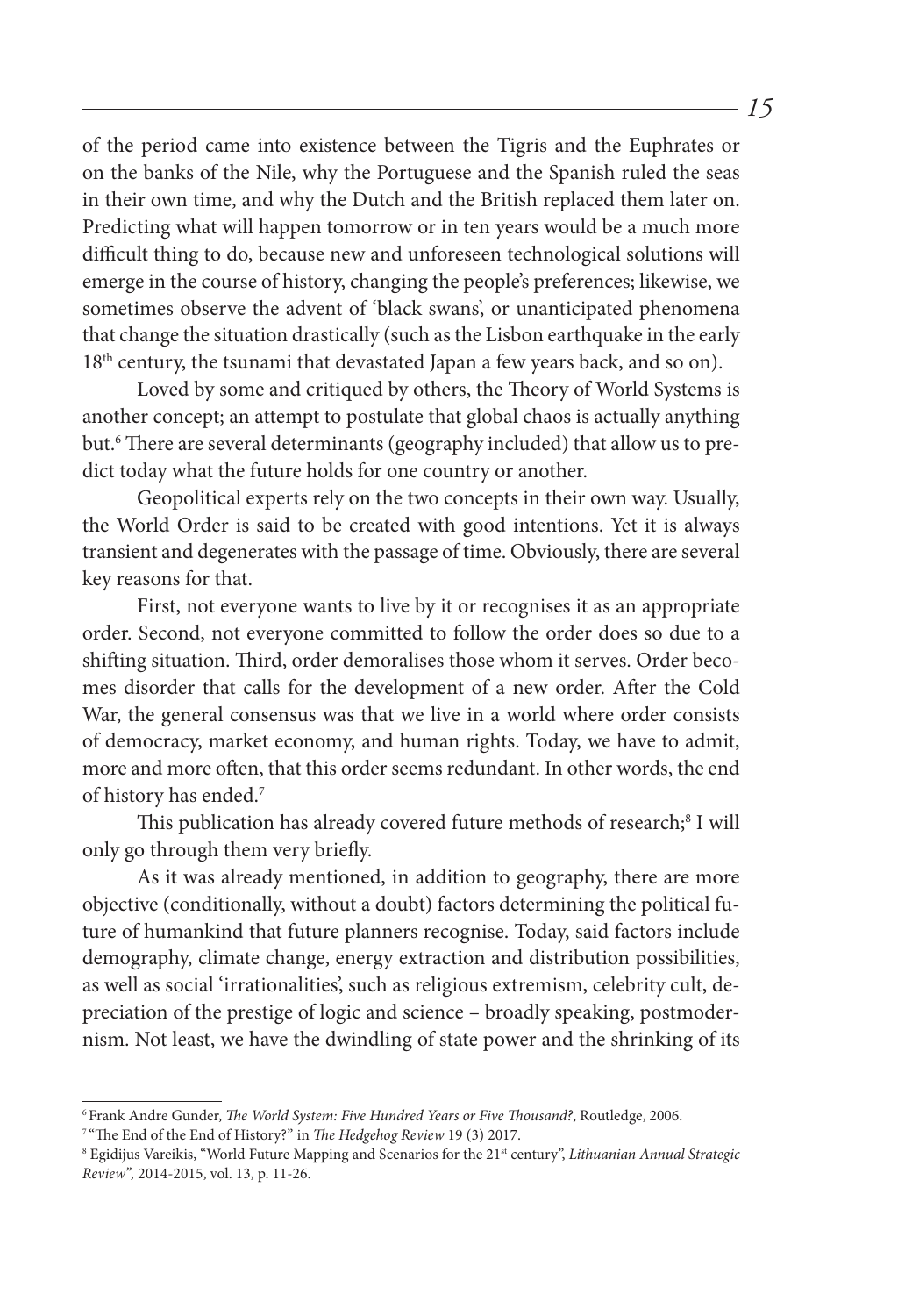of the period came into existence between the Tigris and the Euphrates or on the banks of the Nile, why the Portuguese and the Spanish ruled the seas in their own time, and why the Dutch and the British replaced them later on. Predicting what will happen tomorrow or in ten years would be a much more difficult thing to do, because new and unforeseen technological solutions will emerge in the course of history, changing the people's preferences; likewise, we sometimes observe the advent of 'black swans', or unanticipated phenomena that change the situation drastically (such as the Lisbon earthquake in the early 18th century, the tsunami that devastated Japan a few years back, and so on).

Loved by some and critiqued by others, the Theory of World Systems is another concept; an attempt to postulate that global chaos is actually anything but.[6] There are several determinants (geography included) that allow us to predict today what the future holds for one country or another.

Geopolitical experts rely on the two concepts in their own way. Usually, the World Order is said to be created with good intentions. Yet it is always transient and degenerates with the passage of time. Obviously, there are several key reasons for that.

First, not everyone wants to live by it or recognises it as an appropriate order. Second, not everyone committed to follow the order does so due to a shifting situation. Third, order demoralises those whom it serves. Order becomes disorder that calls for the development of a new order. After the Cold War, the general consensus was that we live in a world where order consists of democracy, market economy, and human rights. Today, we have to admit, more and more often, that this order seems redundant. In other words, the end of history has ended.[7]

This publication has already covered future methods of research;[8] I will only go through them very briefly.

As it was already mentioned, in addition to geography, there are more objective (conditionally, without a doubt) factors determining the political future of humankind that future planners recognise. Today, said factors include demography, climate change, energy extraction and distribution possibilities, as well as social 'irrationalities', such as religious extremism, celebrity cult, depreciation of the prestige of logic and science – broadly speaking, postmodernism. Not least, we have the dwindling of state power and the shrinking of its

---

[6] Frank Andre Gunder, *The World System: Five Hundred Years or Five Thousand?*, Routledge, 2006.

[7] "The End of the End of History?" in *The Hedgehog Review* 19 (3) 2017.

[8] Egidijus Vareikis, "World Future Mapping and Scenarios for the 21st century", *Lithuanian Annual Strategic Review"*, 2014-2015, vol. 13, p. 11-26.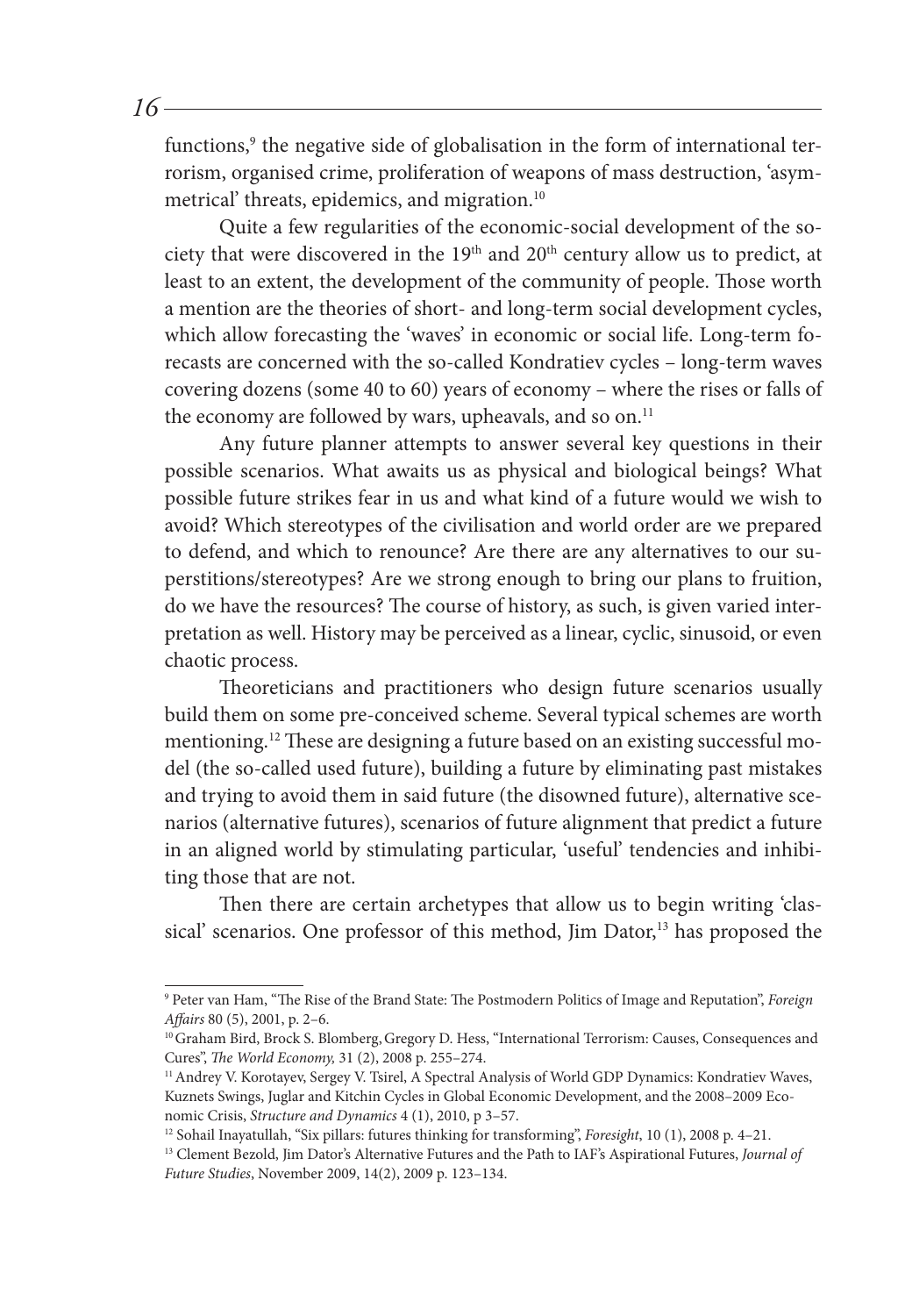functions,[9] the negative side of globalisation in the form of international terrorism, organised crime, proliferation of weapons of mass destruction, 'asymmetrical' threats, epidemics, and migration.[10]

Quite a few regularities of the economic-social development of the society that were discovered in the 19th and 20th century allow us to predict, at least to an extent, the development of the community of people. Those worth a mention are the theories of short- and long-term social development cycles, which allow forecasting the 'waves' in economic or social life. Long-term forecasts are concerned with the so-called Kondratiev cycles – long-term waves covering dozens (some 40 to 60) years of economy – where the rises or falls of the economy are followed by wars, upheavals, and so on.[11]

Any future planner attempts to answer several key questions in their possible scenarios. What awaits us as physical and biological beings? What possible future strikes fear in us and what kind of a future would we wish to avoid? Which stereotypes of the civilisation and world order are we prepared to defend, and which to renounce? Are there are any alternatives to our superstitions/stereotypes? Are we strong enough to bring our plans to fruition, do we have the resources? The course of history, as such, is given varied interpretation as well. History may be perceived as a linear, cyclic, sinusoid, or even chaotic process.

Theoreticians and practitioners who design future scenarios usually build them on some pre-conceived scheme. Several typical schemes are worth mentioning.[12] These are designing a future based on an existing successful model (the so-called used future), building a future by eliminating past mistakes and trying to avoid them in said future (the disowned future), alternative scenarios (alternative futures), scenarios of future alignment that predict a future in an aligned world by stimulating particular, 'useful' tendencies and inhibiting those that are not.

Then there are certain archetypes that allow us to begin writing 'classical' scenarios. One professor of this method, Jim Dator,[13] has proposed the

---

[9] Peter van Ham, "The Rise of the Brand State: The Postmodern Politics of Image and Reputation", *Foreign Affairs* 80 (5), 2001, p. 2–6.

[10] Graham Bird, Brock S. Blomberg, Gregory D. Hess, "International Terrorism: Causes, Consequences and Cures", *The World Economy,* 31 (2), 2008 p. 255–274.

[11] Andrey V. Korotayev, Sergey V. Tsirel, A Spectral Analysis of World GDP Dynamics: Kondratiev Waves, Kuznets Swings, Juglar and Kitchin Cycles in Global Economic Development, and the 2008–2009 Economic Crisis, *Structure and Dynamics* 4 (1), 2010, p 3–57.

[12] Sohail Inayatullah, "Six pillars: futures thinking for transforming", *Foresight*, 10 (1), 2008 p. 4–21.

[13] Clement Bezold, Jim Dator's Alternative Futures and the Path to IAF's Aspirational Futures, *Journal of Future Studies*, November 2009, 14(2), 2009 p. 123–134.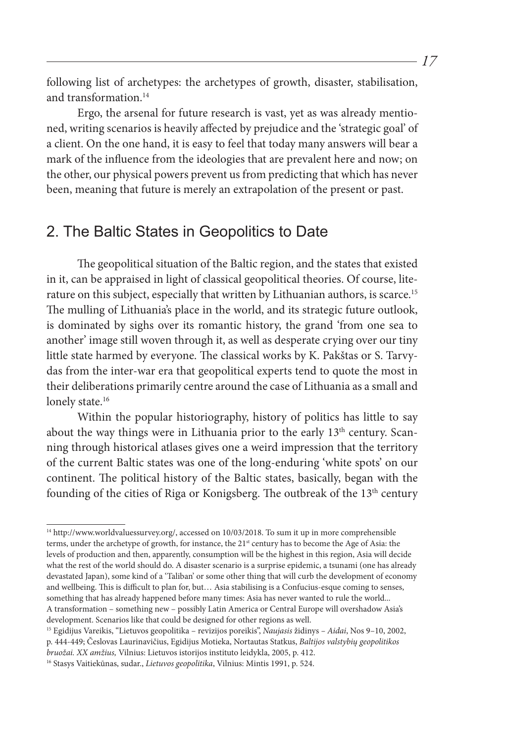following list of archetypes: the archetypes of growth, disaster, stabilisation, and transformation.[14]

Ergo, the arsenal for future research is vast, yet as was already mentioned, writing scenarios is heavily affected by prejudice and the 'strategic goal' of a client. On the one hand, it is easy to feel that today many answers will bear a mark of the influence from the ideologies that are prevalent here and now; on the other, our physical powers prevent us from predicting that which has never been, meaning that future is merely an extrapolation of the present or past.

## 2. The Baltic States in Geopolitics to Date

The geopolitical situation of the Baltic region, and the states that existed in it, can be appraised in light of classical geopolitical theories. Of course, literature on this subject, especially that written by Lithuanian authors, is scarce.[15] The mulling of Lithuania's place in the world, and its strategic future outlook, is dominated by sighs over its romantic history, the grand 'from one sea to another' image still woven through it, as well as desperate crying over our tiny little state harmed by everyone. The classical works by K. Pakštas or S. Tarvydas from the inter-war era that geopolitical experts tend to quote the most in their deliberations primarily centre around the case of Lithuania as a small and lonely state.[16]

Within the popular historiography, history of politics has little to say about the way things were in Lithuania prior to the early 13th century. Scanning through historical atlases gives one a weird impression that the territory of the current Baltic states was one of the long-enduring 'white spots' on our continent. The political history of the Baltic states, basically, began with the founding of the cities of Riga or Konigsberg. The outbreak of the 13th century

---

[14] http://www.worldvaluessurvey.org/, accessed on 10/03/2018. To sum it up in more comprehensible terms, under the archetype of growth, for instance, the 21st century has to become the Age of Asia: the levels of production and then, apparently, consumption will be the highest in this region, Asia will decide what the rest of the world should do. A disaster scenario is a surprise epidemic, a tsunami (one has already devastated Japan), some kind of a 'Taliban' or some other thing that will curb the development of economy and wellbeing. This is difficult to plan for, but… Asia stabilising is a Confucius-esque coming to senses, something that has already happened before many times: Asia has never wanted to rule the world... A transformation – something new – possibly Latin America or Central Europe will overshadow Asia's development. Scenarios like that could be designed for other regions as well.

[15] Egidijus Vareikis, "Lietuvos geopolitika – revizijos poreikis", *Naujasis* židinys – *Aidai*, Nos 9–10, 2002, p. 444-449; Česlovas Laurinavičius, Egidijus Motieka, Nortautas Statkus, *Baltijos valstybių geopolitikos bruožai. XX amžius,* Vilnius: Lietuvos istorijos instituto leidykla, 2005, p. 412.

[16] Stasys Vaitiekūnas, sudar., *Lietuvos geopolitika*, Vilnius: Mintis 1991, p. 524.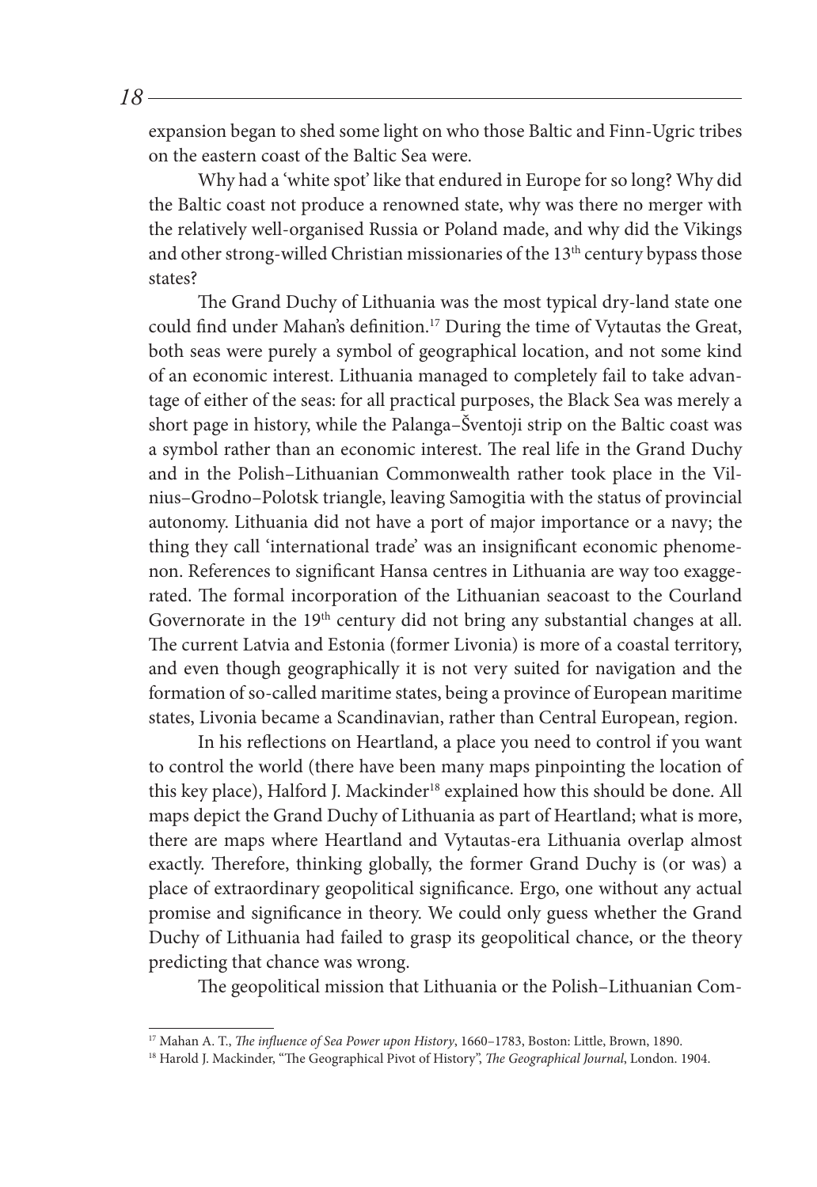expansion began to shed some light on who those Baltic and Finn-Ugric tribes on the eastern coast of the Baltic Sea were.

Why had a 'white spot' like that endured in Europe for so long? Why did the Baltic coast not produce a renowned state, why was there no merger with the relatively well-organised Russia or Poland made, and why did the Vikings and other strong-willed Christian missionaries of the 13th century bypass those states?

The Grand Duchy of Lithuania was the most typical dry-land state one could find under Mahan's definition.[17] During the time of Vytautas the Great, both seas were purely a symbol of geographical location, and not some kind of an economic interest. Lithuania managed to completely fail to take advantage of either of the seas: for all practical purposes, the Black Sea was merely a short page in history, while the Palanga–Šventoji strip on the Baltic coast was a symbol rather than an economic interest. The real life in the Grand Duchy and in the Polish–Lithuanian Commonwealth rather took place in the Vilnius–Grodno–Polotsk triangle, leaving Samogitia with the status of provincial autonomy. Lithuania did not have a port of major importance or a navy; the thing they call 'international trade' was an insignificant economic phenomenon. References to significant Hansa centres in Lithuania are way too exaggerated. The formal incorporation of the Lithuanian seacoast to the Courland Governorate in the 19th century did not bring any substantial changes at all. The current Latvia and Estonia (former Livonia) is more of a coastal territory, and even though geographically it is not very suited for navigation and the formation of so-called maritime states, being a province of European maritime states, Livonia became a Scandinavian, rather than Central European, region.

In his reflections on Heartland, a place you need to control if you want to control the world (there have been many maps pinpointing the location of this key place), Halford J. Mackinder[18] explained how this should be done. All maps depict the Grand Duchy of Lithuania as part of Heartland; what is more, there are maps where Heartland and Vytautas-era Lithuania overlap almost exactly. Therefore, thinking globally, the former Grand Duchy is (or was) a place of extraordinary geopolitical significance. Ergo, one without any actual promise and significance in theory. We could only guess whether the Grand Duchy of Lithuania had failed to grasp its geopolitical chance, or the theory predicting that chance was wrong.

The geopolitical mission that Lithuania or the Polish–Lithuanian Com-

---

[17] Mahan A. T., *The influence of Sea Power upon History*, 1660–1783, Boston: Little, Brown, 1890.

[18] Harold J. Mackinder, "The Geographical Pivot of History", *The Geographical Journal*, London. 1904.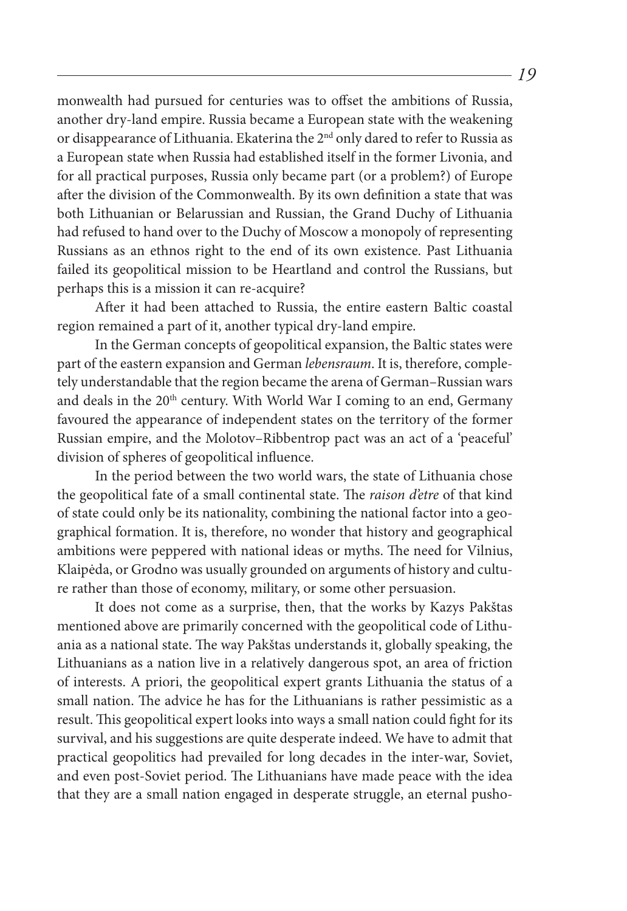monwealth had pursued for centuries was to offset the ambitions of Russia, another dry-land empire. Russia became a European state with the weakening or disappearance of Lithuania. Ekaterina the 2nd only dared to refer to Russia as a European state when Russia had established itself in the former Livonia, and for all practical purposes, Russia only became part (or a problem?) of Europe after the division of the Commonwealth. By its own definition a state that was both Lithuanian or Belarussian and Russian, the Grand Duchy of Lithuania had refused to hand over to the Duchy of Moscow a monopoly of representing Russians as an ethnos right to the end of its own existence. Past Lithuania failed its geopolitical mission to be Heartland and control the Russians, but perhaps this is a mission it can re-acquire?

After it had been attached to Russia, the entire eastern Baltic coastal region remained a part of it, another typical dry-land empire.

In the German concepts of geopolitical expansion, the Baltic states were part of the eastern expansion and German *lebensraum*. It is, therefore, completely understandable that the region became the arena of German–Russian wars and deals in the 20th century. With World War I coming to an end, Germany favoured the appearance of independent states on the territory of the former Russian empire, and the Molotov–Ribbentrop pact was an act of a 'peaceful' division of spheres of geopolitical influence.

In the period between the two world wars, the state of Lithuania chose the geopolitical fate of a small continental state. The *raison d'etre* of that kind of state could only be its nationality, combining the national factor into a geographical formation. It is, therefore, no wonder that history and geographical ambitions were peppered with national ideas or myths. The need for Vilnius, Klaipėda, or Grodno was usually grounded on arguments of history and culture rather than those of economy, military, or some other persuasion.

It does not come as a surprise, then, that the works by Kazys Pakštas mentioned above are primarily concerned with the geopolitical code of Lithuania as a national state. The way Pakštas understands it, globally speaking, the Lithuanians as a nation live in a relatively dangerous spot, an area of friction of interests. A priori, the geopolitical expert grants Lithuania the status of a small nation. The advice he has for the Lithuanians is rather pessimistic as a result. This geopolitical expert looks into ways a small nation could fight for its survival, and his suggestions are quite desperate indeed. We have to admit that practical geopolitics had prevailed for long decades in the inter-war, Soviet, and even post-Soviet period. The Lithuanians have made peace with the idea that they are a small nation engaged in desperate struggle, an eternal pusho-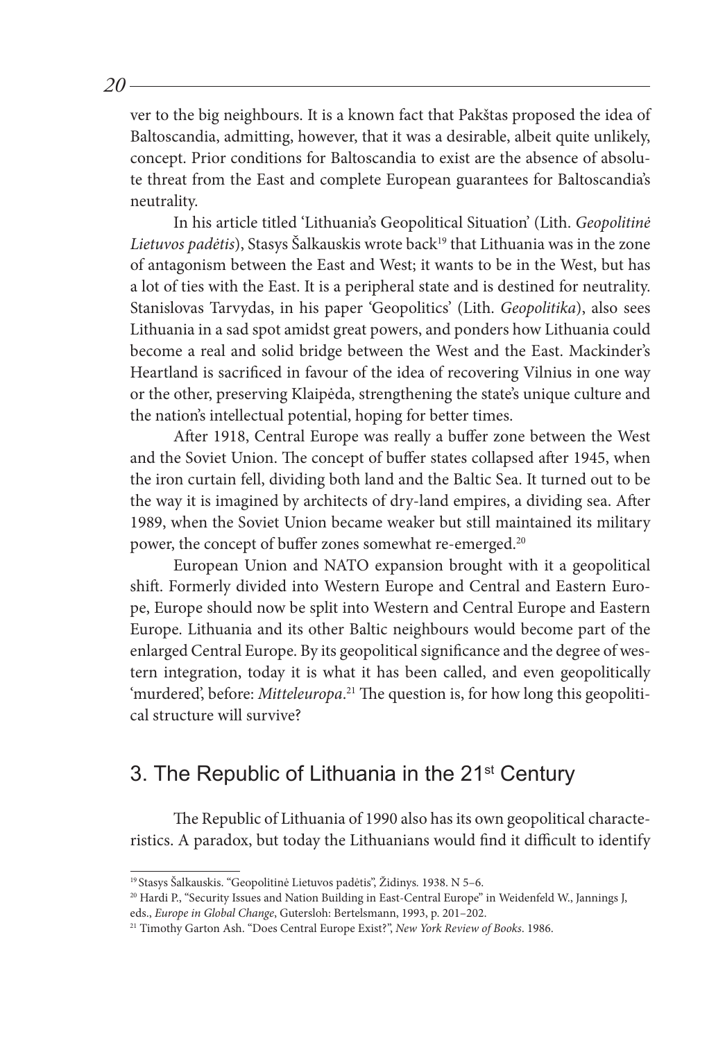ver to the big neighbours. It is a known fact that Pakštas proposed the idea of Baltoscandia, admitting, however, that it was a desirable, albeit quite unlikely, concept. Prior conditions for Baltoscandia to exist are the absence of absolute threat from the East and complete European guarantees for Baltoscandia's neutrality.

In his article titled 'Lithuania's Geopolitical Situation' (Lith. *Geopolitinė Lietuvos padėtis*), Stasys Šalkauskis wrote back[19] that Lithuania was in the zone of antagonism between the East and West; it wants to be in the West, but has a lot of ties with the East. It is a peripheral state and is destined for neutrality. Stanislovas Tarvydas, in his paper 'Geopolitics' (Lith. *Geopolitika*), also sees Lithuania in a sad spot amidst great powers, and ponders how Lithuania could become a real and solid bridge between the West and the East. Mackinder's Heartland is sacrificed in favour of the idea of recovering Vilnius in one way or the other, preserving Klaipėda, strengthening the state's unique culture and the nation's intellectual potential, hoping for better times.

After 1918, Central Europe was really a buffer zone between the West and the Soviet Union. The concept of buffer states collapsed after 1945, when the iron curtain fell, dividing both land and the Baltic Sea. It turned out to be the way it is imagined by architects of dry-land empires, a dividing sea. After 1989, when the Soviet Union became weaker but still maintained its military power, the concept of buffer zones somewhat re-emerged.[20]

European Union and NATO expansion brought with it a geopolitical shift. Formerly divided into Western Europe and Central and Eastern Europe, Europe should now be split into Western and Central Europe and Eastern Europe. Lithuania and its other Baltic neighbours would become part of the enlarged Central Europe. By its geopolitical significance and the degree of western integration, today it is what it has been called, and even geopolitically 'murdered', before: *Mitteleuropa*.[21] The question is, for how long this geopolitical structure will survive?

## 3. The Republic of Lithuania in the 21st Century

The Republic of Lithuania of 1990 also has its own geopolitical characteristics. A paradox, but today the Lithuanians would find it difficult to identify

---

[19] Stasys Šalkauskis. "Geopolitinė Lietuvos padėtis", Židinys. 1938. N 5–6.

[20] Hardi P., "Security Issues and Nation Building in East-Central Europe" in Weidenfeld W., Jannings J, eds., *Europe in Global Change*, Gutersloh: Bertelsmann, 1993, p. 201–202.

[21] Timothy Garton Ash. "Does Central Europe Exist?", *New York Review of Books*. 1986.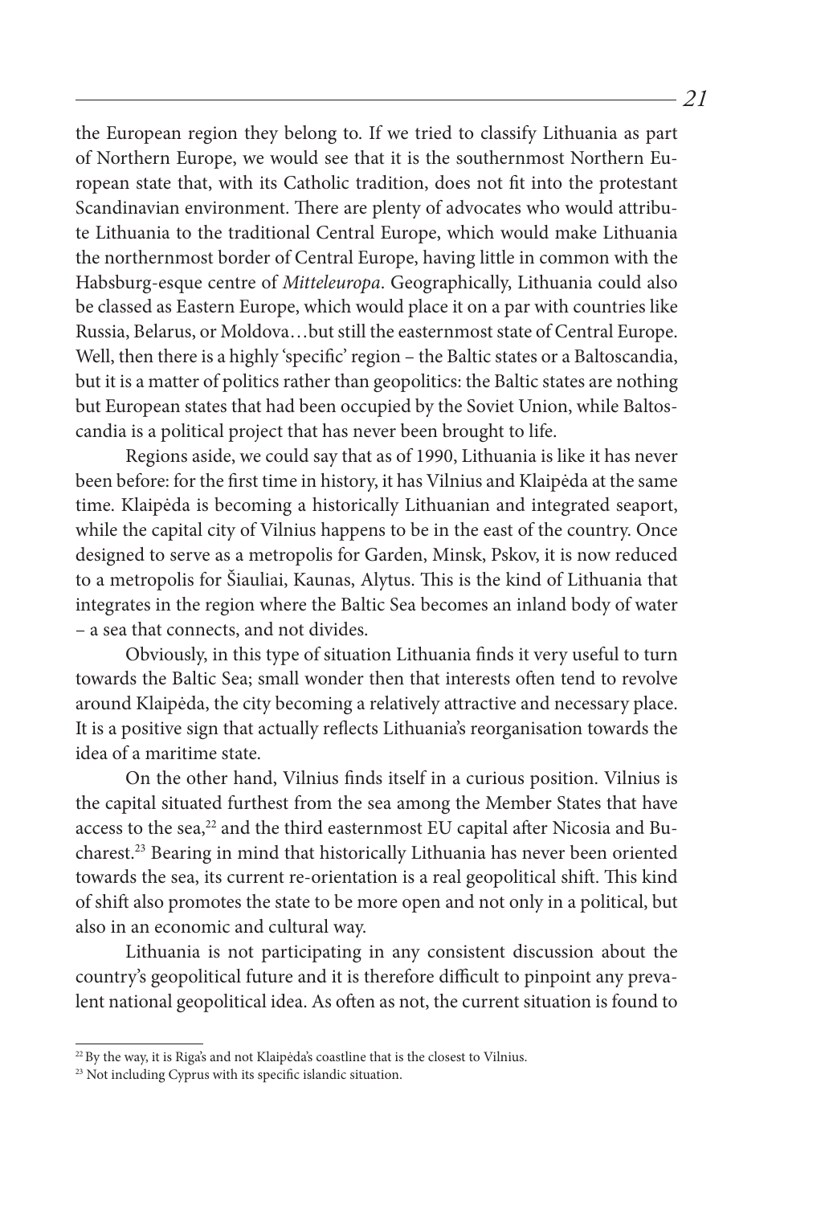the European region they belong to. If we tried to classify Lithuania as part of Northern Europe, we would see that it is the southernmost Northern European state that, with its Catholic tradition, does not fit into the protestant Scandinavian environment. There are plenty of advocates who would attribute Lithuania to the traditional Central Europe, which would make Lithuania the northernmost border of Central Europe, having little in common with the Habsburg-esque centre of *Mitteleuropa*. Geographically, Lithuania could also be classed as Eastern Europe, which would place it on a par with countries like Russia, Belarus, or Moldova…but still the easternmost state of Central Europe. Well, then there is a highly 'specific' region – the Baltic states or a Baltoscandia, but it is a matter of politics rather than geopolitics: the Baltic states are nothing but European states that had been occupied by the Soviet Union, while Baltoscandia is a political project that has never been brought to life.

Regions aside, we could say that as of 1990, Lithuania is like it has never been before: for the first time in history, it has Vilnius and Klaipėda at the same time. Klaipėda is becoming a historically Lithuanian and integrated seaport, while the capital city of Vilnius happens to be in the east of the country. Once designed to serve as a metropolis for Garden, Minsk, Pskov, it is now reduced to a metropolis for Šiauliai, Kaunas, Alytus. This is the kind of Lithuania that integrates in the region where the Baltic Sea becomes an inland body of water – a sea that connects, and not divides.

Obviously, in this type of situation Lithuania finds it very useful to turn towards the Baltic Sea; small wonder then that interests often tend to revolve around Klaipėda, the city becoming a relatively attractive and necessary place. It is a positive sign that actually reflects Lithuania's reorganisation towards the idea of a maritime state.

On the other hand, Vilnius finds itself in a curious position. Vilnius is the capital situated furthest from the sea among the Member States that have access to the sea,[22] and the third easternmost EU capital after Nicosia and Bucharest.[23] Bearing in mind that historically Lithuania has never been oriented towards the sea, its current re-orientation is a real geopolitical shift. This kind of shift also promotes the state to be more open and not only in a political, but also in an economic and cultural way.

Lithuania is not participating in any consistent discussion about the country's geopolitical future and it is therefore difficult to pinpoint any prevalent national geopolitical idea. As often as not, the current situation is found to

[22] By the way, it is Riga's and not Klaipėda's coastline that is the closest to Vilnius.

[23] Not including Cyprus with its specific islandic situation.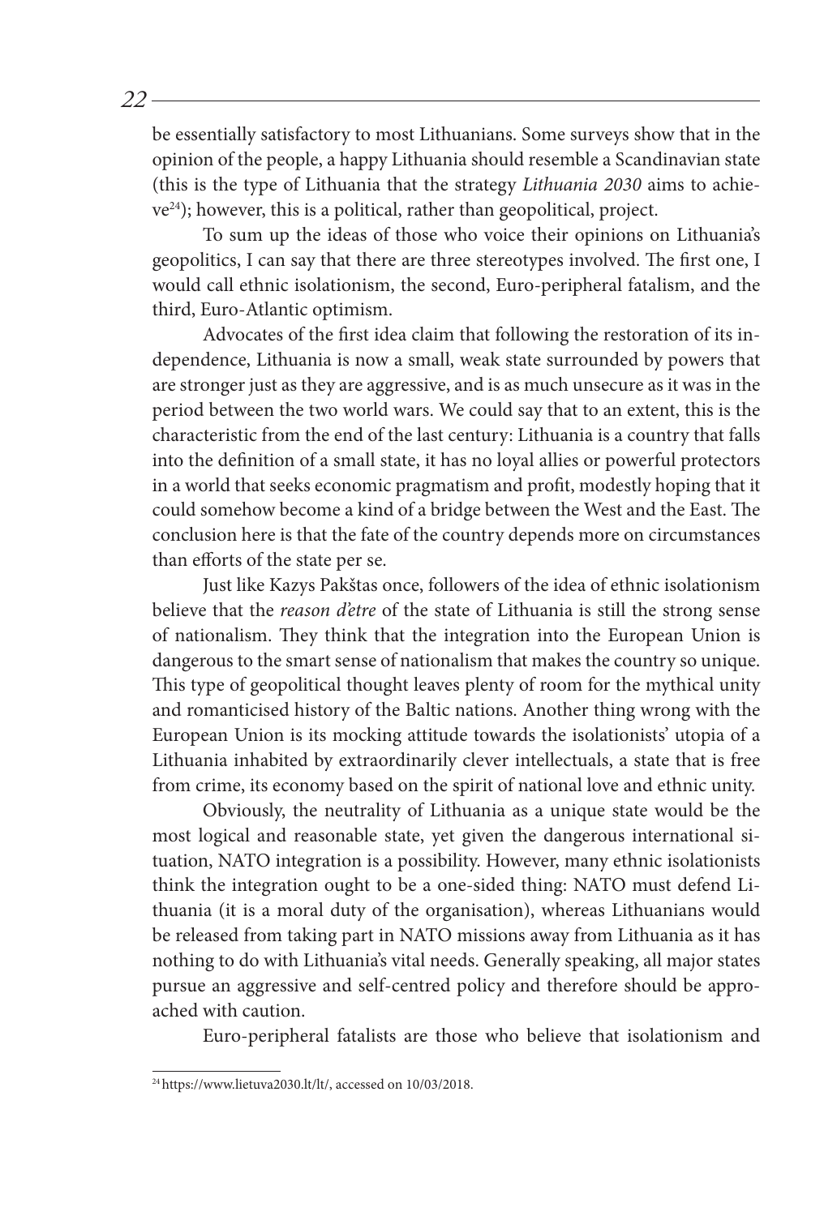be essentially satisfactory to most Lithuanians. Some surveys show that in the opinion of the people, a happy Lithuania should resemble a Scandinavian state (this is the type of Lithuania that the strategy *Lithuania 2030* aims to achieve[24]); however, this is a political, rather than geopolitical, project.

To sum up the ideas of those who voice their opinions on Lithuania's geopolitics, I can say that there are three stereotypes involved. The first one, I would call ethnic isolationism, the second, Euro-peripheral fatalism, and the third, Euro-Atlantic optimism.

Advocates of the first idea claim that following the restoration of its independence, Lithuania is now a small, weak state surrounded by powers that are stronger just as they are aggressive, and is as much unsecure as it was in the period between the two world wars. We could say that to an extent, this is the characteristic from the end of the last century: Lithuania is a country that falls into the definition of a small state, it has no loyal allies or powerful protectors in a world that seeks economic pragmatism and profit, modestly hoping that it could somehow become a kind of a bridge between the West and the East. The conclusion here is that the fate of the country depends more on circumstances than efforts of the state per se.

Just like Kazys Pakštas once, followers of the idea of ethnic isolationism believe that the *reason d'etre* of the state of Lithuania is still the strong sense of nationalism. They think that the integration into the European Union is dangerous to the smart sense of nationalism that makes the country so unique. This type of geopolitical thought leaves plenty of room for the mythical unity and romanticised history of the Baltic nations. Another thing wrong with the European Union is its mocking attitude towards the isolationists' utopia of a Lithuania inhabited by extraordinarily clever intellectuals, a state that is free from crime, its economy based on the spirit of national love and ethnic unity.

Obviously, the neutrality of Lithuania as a unique state would be the most logical and reasonable state, yet given the dangerous international situation, NATO integration is a possibility. However, many ethnic isolationists think the integration ought to be a one-sided thing: NATO must defend Lithuania (it is a moral duty of the organisation), whereas Lithuanians would be released from taking part in NATO missions away from Lithuania as it has nothing to do with Lithuania's vital needs. Generally speaking, all major states pursue an aggressive and self-centred policy and therefore should be approached with caution.

Euro-peripheral fatalists are those who believe that isolationism and

[24] https://www.lietuva2030.lt/lt/, accessed on 10/03/2018.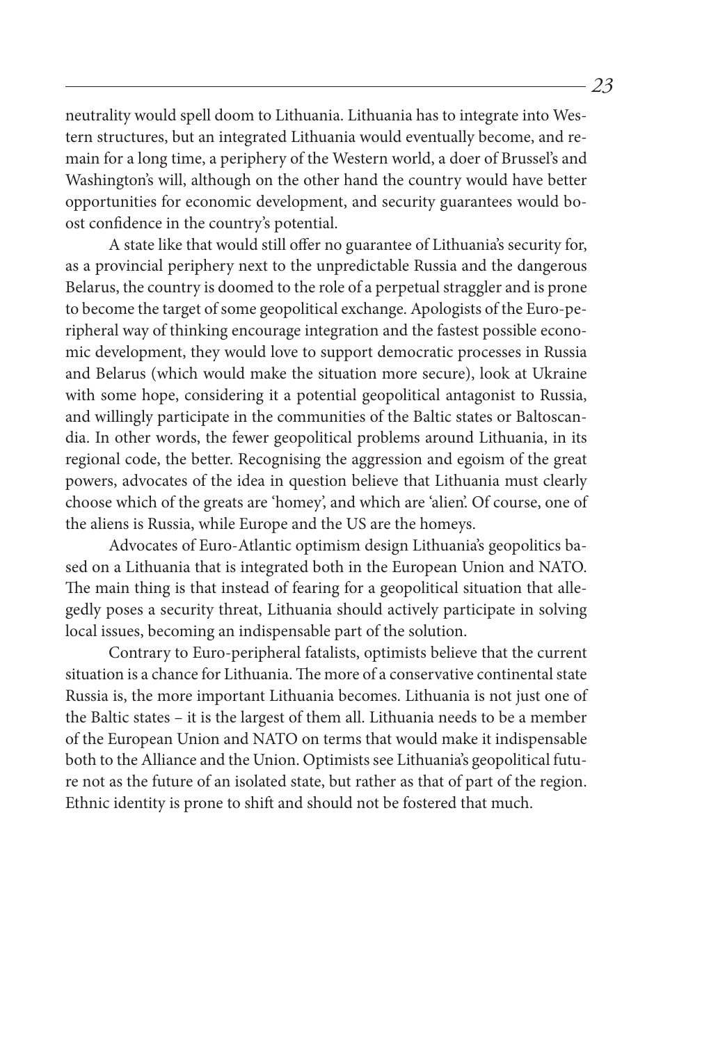neutrality would spell doom to Lithuania. Lithuania has to integrate into Western structures, but an integrated Lithuania would eventually become, and remain for a long time, a periphery of the Western world, a doer of Brussel's and Washington's will, although on the other hand the country would have better opportunities for economic development, and security guarantees would boost confidence in the country's potential.

A state like that would still offer no guarantee of Lithuania's security for, as a provincial periphery next to the unpredictable Russia and the dangerous Belarus, the country is doomed to the role of a perpetual straggler and is prone to become the target of some geopolitical exchange. Apologists of the Euro-peripheral way of thinking encourage integration and the fastest possible economic development, they would love to support democratic processes in Russia and Belarus (which would make the situation more secure), look at Ukraine with some hope, considering it a potential geopolitical antagonist to Russia, and willingly participate in the communities of the Baltic states or Baltoscandia. In other words, the fewer geopolitical problems around Lithuania, in its regional code, the better. Recognising the aggression and egoism of the great powers, advocates of the idea in question believe that Lithuania must clearly choose which of the greats are 'homey', and which are 'alien'. Of course, one of the aliens is Russia, while Europe and the US are the homeys.

Advocates of Euro-Atlantic optimism design Lithuania's geopolitics based on a Lithuania that is integrated both in the European Union and NATO. The main thing is that instead of fearing for a geopolitical situation that allegedly poses a security threat, Lithuania should actively participate in solving local issues, becoming an indispensable part of the solution.

Contrary to Euro-peripheral fatalists, optimists believe that the current situation is a chance for Lithuania. The more of a conservative continental state Russia is, the more important Lithuania becomes. Lithuania is not just one of the Baltic states – it is the largest of them all. Lithuania needs to be a member of the European Union and NATO on terms that would make it indispensable both to the Alliance and the Union. Optimists see Lithuania's geopolitical future not as the future of an isolated state, but rather as that of part of the region. Ethnic identity is prone to shift and should not be fostered that much.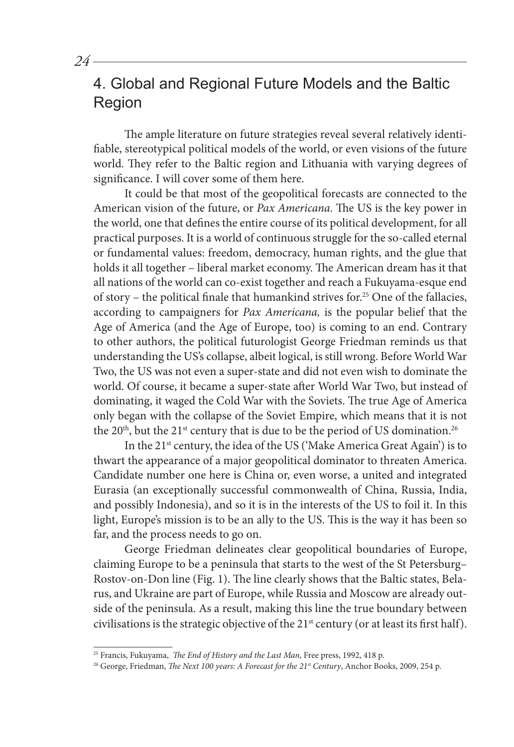## 4. Global and Regional Future Models and the Baltic Region

The ample literature on future strategies reveal several relatively identifiable, stereotypical political models of the world, or even visions of the future world. They refer to the Baltic region and Lithuania with varying degrees of significance. I will cover some of them here.

It could be that most of the geopolitical forecasts are connected to the American vision of the future, or *Pax Americana*. The US is the key power in the world, one that defines the entire course of its political development, for all practical purposes. It is a world of continuous struggle for the so-called eternal or fundamental values: freedom, democracy, human rights, and the glue that holds it all together – liberal market economy. The American dream has it that all nations of the world can co-exist together and reach a Fukuyama-esque end of story – the political finale that humankind strives for.[25] One of the fallacies, according to campaigners for *Pax Americana,* is the popular belief that the Age of America (and the Age of Europe, too) is coming to an end. Contrary to other authors, the political futurologist George Friedman reminds us that understanding the US's collapse, albeit logical, is still wrong. Before World War Two, the US was not even a super-state and did not even wish to dominate the world. Of course, it became a super-state after World War Two, but instead of dominating, it waged the Cold War with the Soviets. The true Age of America only began with the collapse of the Soviet Empire, which means that it is not the 20th, but the 21st century that is due to be the period of US domination.[26]

In the 21st century, the idea of the US ('Make America Great Again') is to thwart the appearance of a major geopolitical dominator to threaten America. Candidate number one here is China or, even worse, a united and integrated Eurasia (an exceptionally successful commonwealth of China, Russia, India, and possibly Indonesia), and so it is in the interests of the US to foil it. In this light, Europe's mission is to be an ally to the US. This is the way it has been so far, and the process needs to go on.

George Friedman delineates clear geopolitical boundaries of Europe, claiming Europe to be a peninsula that starts to the west of the St Petersburg–Rostov-on-Don line (Fig. 1). The line clearly shows that the Baltic states, Belarus, and Ukraine are part of Europe, while Russia and Moscow are already outside of the peninsula. As a result, making this line the true boundary between civilisations is the strategic objective of the 21st century (or at least its first half).

---

[25] Francis, Fukuyama, *The End of History and the Last Man*, Free press, 1992, 418 p.

[26] George, Friedman, *The Next 100 years: A Forecast for the 21st Century*, Anchor Books, 2009, 254 p.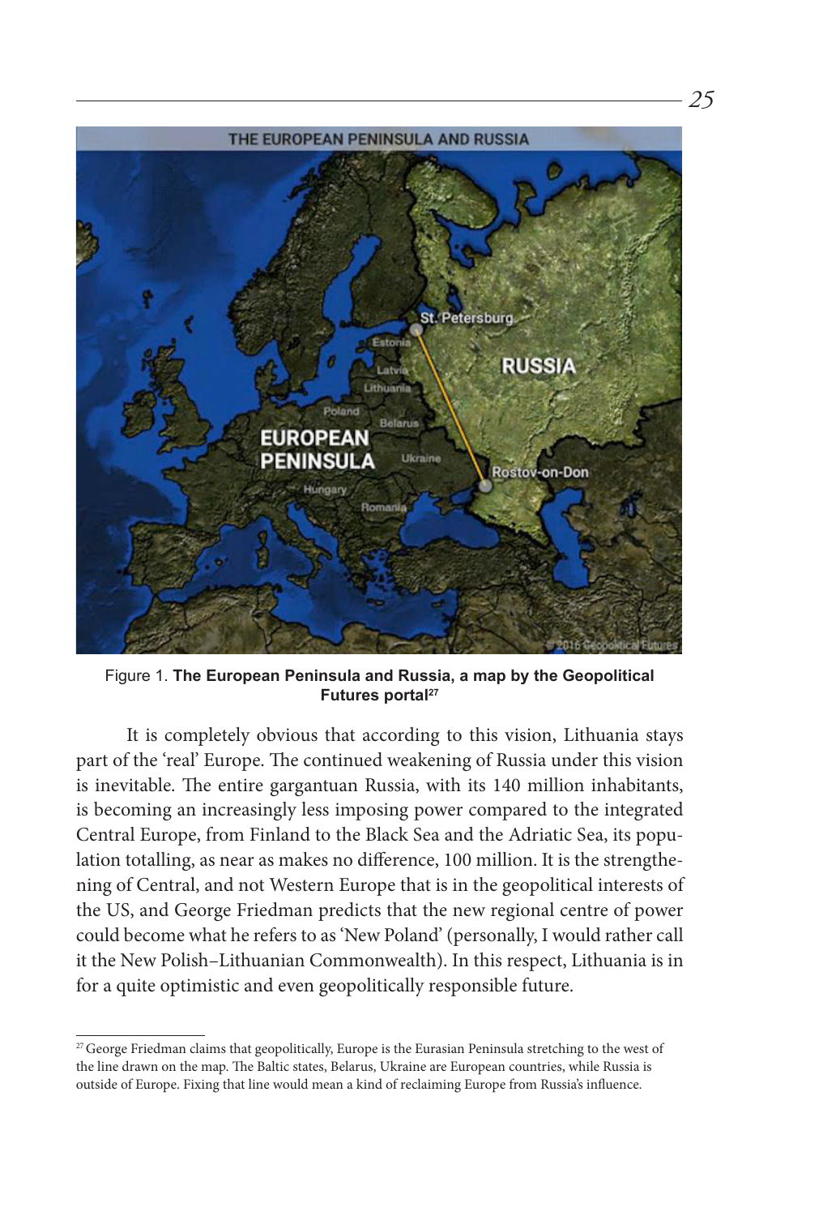Figure 1. **The European Peninsula and Russia, a map by the Geopolitical Futures portal**[27]

It is completely obvious that according to this vision, Lithuania stays part of the 'real' Europe. The continued weakening of Russia under this vision is inevitable. The entire gargantuan Russia, with its 140 million inhabitants, is becoming an increasingly less imposing power compared to the integrated Central Europe, from Finland to the Black Sea and the Adriatic Sea, its population totalling, as near as makes no difference, 100 million. It is the strengthening of Central, and not Western Europe that is in the geopolitical interests of the US, and George Friedman predicts that the new regional centre of power could become what he refers to as 'New Poland' (personally, I would rather call it the New Polish–Lithuanian Commonwealth). In this respect, Lithuania is in for a quite optimistic and even geopolitically responsible future.

[27] George Friedman claims that geopolitically, Europe is the Eurasian Peninsula stretching to the west of the line drawn on the map. The Baltic states, Belarus, Ukraine are European countries, while Russia is outside of Europe. Fixing that line would mean a kind of reclaiming Europe from Russia's influence.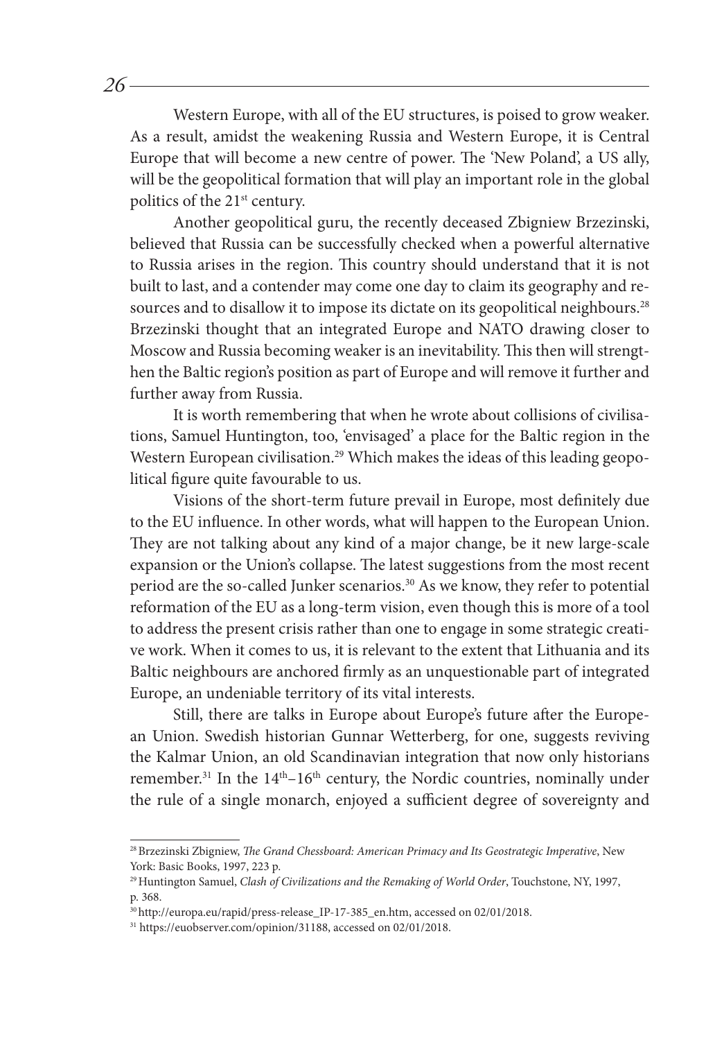Western Europe, with all of the EU structures, is poised to grow weaker. As a result, amidst the weakening Russia and Western Europe, it is Central Europe that will become a new centre of power. The 'New Poland', a US ally, will be the geopolitical formation that will play an important role in the global politics of the 21st century.

Another geopolitical guru, the recently deceased Zbigniew Brzezinski, believed that Russia can be successfully checked when a powerful alternative to Russia arises in the region. This country should understand that it is not built to last, and a contender may come one day to claim its geography and resources and to disallow it to impose its dictate on its geopolitical neighbours.[28] Brzezinski thought that an integrated Europe and NATO drawing closer to Moscow and Russia becoming weaker is an inevitability. This then will strengthen the Baltic region's position as part of Europe and will remove it further and further away from Russia.

It is worth remembering that when he wrote about collisions of civilisations, Samuel Huntington, too, 'envisaged' a place for the Baltic region in the Western European civilisation.[29] Which makes the ideas of this leading geopolitical figure quite favourable to us.

Visions of the short-term future prevail in Europe, most definitely due to the EU influence. In other words, what will happen to the European Union. They are not talking about any kind of a major change, be it new large-scale expansion or the Union's collapse. The latest suggestions from the most recent period are the so-called Junker scenarios.[30] As we know, they refer to potential reformation of the EU as a long-term vision, even though this is more of a tool to address the present crisis rather than one to engage in some strategic creative work. When it comes to us, it is relevant to the extent that Lithuania and its Baltic neighbours are anchored firmly as an unquestionable part of integrated Europe, an undeniable territory of its vital interests.

Still, there are talks in Europe about Europe's future after the European Union. Swedish historian Gunnar Wetterberg, for one, suggests reviving the Kalmar Union, an old Scandinavian integration that now only historians remember.[31] In the 14th–16th century, the Nordic countries, nominally under the rule of a single monarch, enjoyed a sufficient degree of sovereignty and

---

[28] Brzezinski Zbigniew, *The Grand Chessboard: American Primacy and Its Geostrategic Imperative*, New York: Basic Books, 1997, 223 p.

[29] Huntington Samuel, *Clash of Civilizations and the Remaking of World Order*, Touchstone, NY, 1997, p. 368.

[30] http://europa.eu/rapid/press-release_IP-17-385_en.htm, accessed on 02/01/2018.

[31] https://euobserver.com/opinion/31188, accessed on 02/01/2018.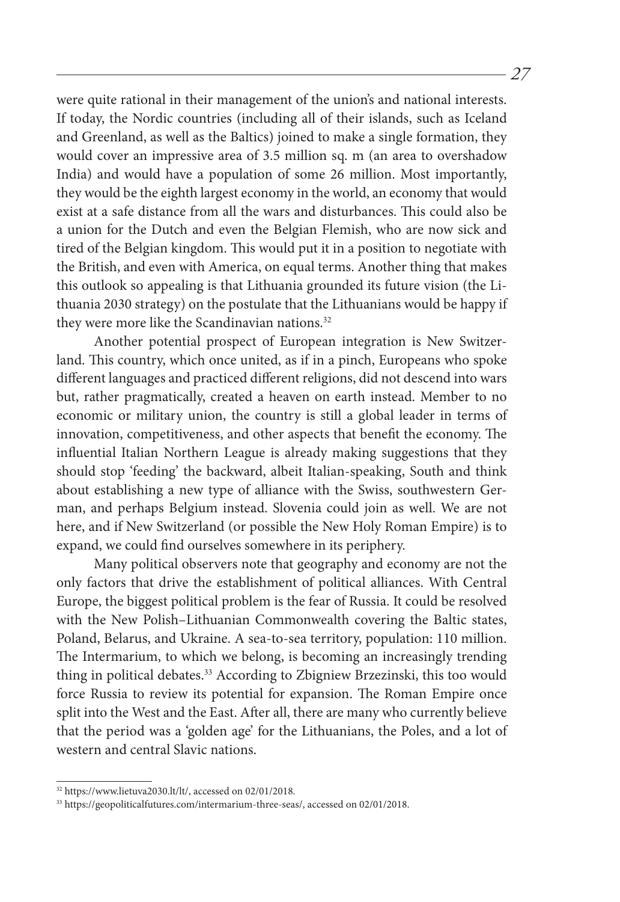were quite rational in their management of the union's and national interests. If today, the Nordic countries (including all of their islands, such as Iceland and Greenland, as well as the Baltics) joined to make a single formation, they would cover an impressive area of 3.5 million sq. m (an area to overshadow India) and would have a population of some 26 million. Most importantly, they would be the eighth largest economy in the world, an economy that would exist at a safe distance from all the wars and disturbances. This could also be a union for the Dutch and even the Belgian Flemish, who are now sick and tired of the Belgian kingdom. This would put it in a position to negotiate with the British, and even with America, on equal terms. Another thing that makes this outlook so appealing is that Lithuania grounded its future vision (the Lithuania 2030 strategy) on the postulate that the Lithuanians would be happy if they were more like the Scandinavian nations.[32]

Another potential prospect of European integration is New Switzerland. This country, which once united, as if in a pinch, Europeans who spoke different languages and practiced different religions, did not descend into wars but, rather pragmatically, created a heaven on earth instead. Member to no economic or military union, the country is still a global leader in terms of innovation, competitiveness, and other aspects that benefit the economy. The influential Italian Northern League is already making suggestions that they should stop 'feeding' the backward, albeit Italian-speaking, South and think about establishing a new type of alliance with the Swiss, southwestern German, and perhaps Belgium instead. Slovenia could join as well. We are not here, and if New Switzerland (or possible the New Holy Roman Empire) is to expand, we could find ourselves somewhere in its periphery.

Many political observers note that geography and economy are not the only factors that drive the establishment of political alliances. With Central Europe, the biggest political problem is the fear of Russia. It could be resolved with the New Polish–Lithuanian Commonwealth covering the Baltic states, Poland, Belarus, and Ukraine. A sea-to-sea territory, population: 110 million. The Intermarium, to which we belong, is becoming an increasingly trending thing in political debates.[33] According to Zbigniew Brzezinski, this too would force Russia to review its potential for expansion. The Roman Empire once split into the West and the East. After all, there are many who currently believe that the period was a 'golden age' for the Lithuanians, the Poles, and a lot of western and central Slavic nations.

---

[32] https://www.lietuva2030.lt/lt/, accessed on 02/01/2018.

[33] https://geopoliticalfutures.com/intermarium-three-seas/, accessed on 02/01/2018.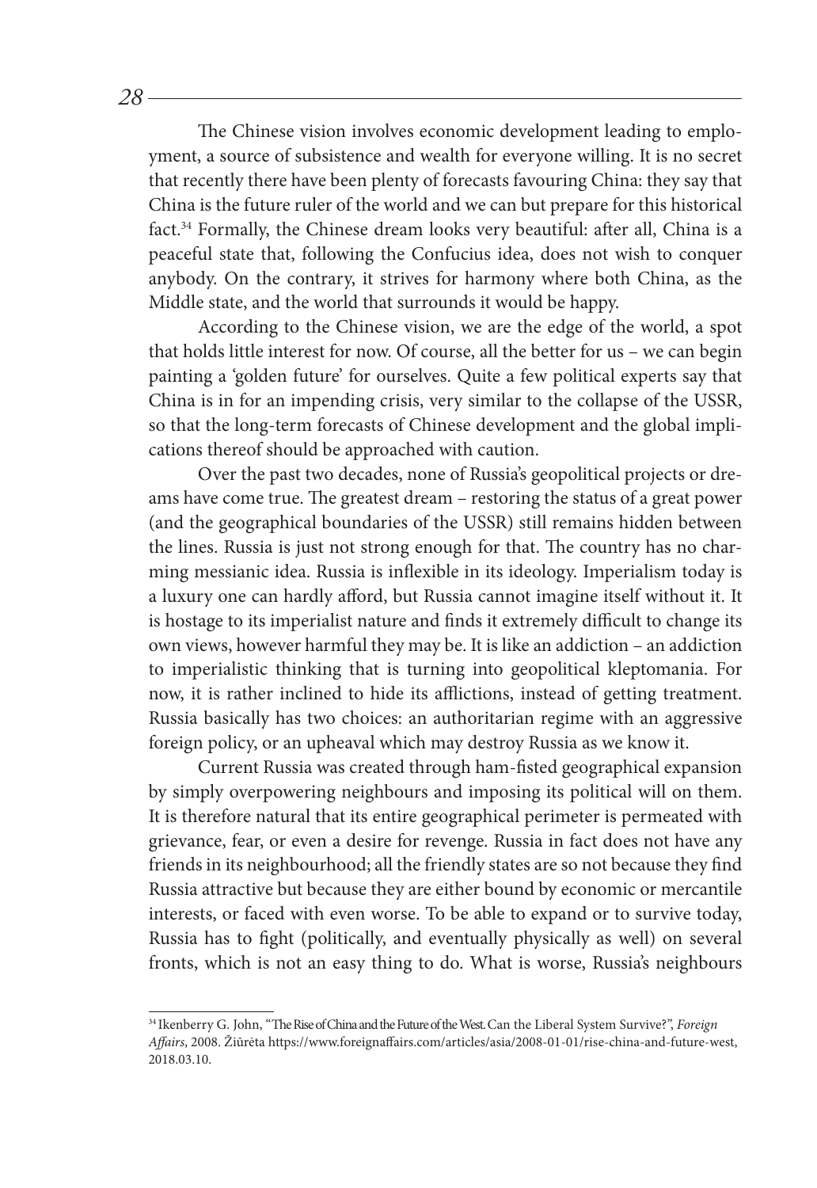The Chinese vision involves economic development leading to employment, a source of subsistence and wealth for everyone willing. It is no secret that recently there have been plenty of forecasts favouring China: they say that China is the future ruler of the world and we can but prepare for this historical fact.[34] Formally, the Chinese dream looks very beautiful: after all, China is a peaceful state that, following the Confucius idea, does not wish to conquer anybody. On the contrary, it strives for harmony where both China, as the Middle state, and the world that surrounds it would be happy.

According to the Chinese vision, we are the edge of the world, a spot that holds little interest for now. Of course, all the better for us – we can begin painting a 'golden future' for ourselves. Quite a few political experts say that China is in for an impending crisis, very similar to the collapse of the USSR, so that the long-term forecasts of Chinese development and the global implications thereof should be approached with caution.

Over the past two decades, none of Russia's geopolitical projects or dreams have come true. The greatest dream – restoring the status of a great power (and the geographical boundaries of the USSR) still remains hidden between the lines. Russia is just not strong enough for that. The country has no charming messianic idea. Russia is inflexible in its ideology. Imperialism today is a luxury one can hardly afford, but Russia cannot imagine itself without it. It is hostage to its imperialist nature and finds it extremely difficult to change its own views, however harmful they may be. It is like an addiction – an addiction to imperialistic thinking that is turning into geopolitical kleptomania. For now, it is rather inclined to hide its afflictions, instead of getting treatment. Russia basically has two choices: an authoritarian regime with an aggressive foreign policy, or an upheaval which may destroy Russia as we know it.

Current Russia was created through ham-fisted geographical expansion by simply overpowering neighbours and imposing its political will on them. It is therefore natural that its entire geographical perimeter is permeated with grievance, fear, or even a desire for revenge. Russia in fact does not have any friends in its neighbourhood; all the friendly states are so not because they find Russia attractive but because they are either bound by economic or mercantile interests, or faced with even worse. To be able to expand or to survive today, Russia has to fight (politically, and eventually physically as well) on several fronts, which is not an easy thing to do. What is worse, Russia's neighbours

[34] Ikenberry G. John, "The Rise of China and the Future of the West. Can the Liberal System Survive?", *Foreign Affairs*, 2008. Žiūrėta https://www.foreignaffairs.com/articles/asia/2008-01-01/rise-china-and-future-west, 2018.03.10.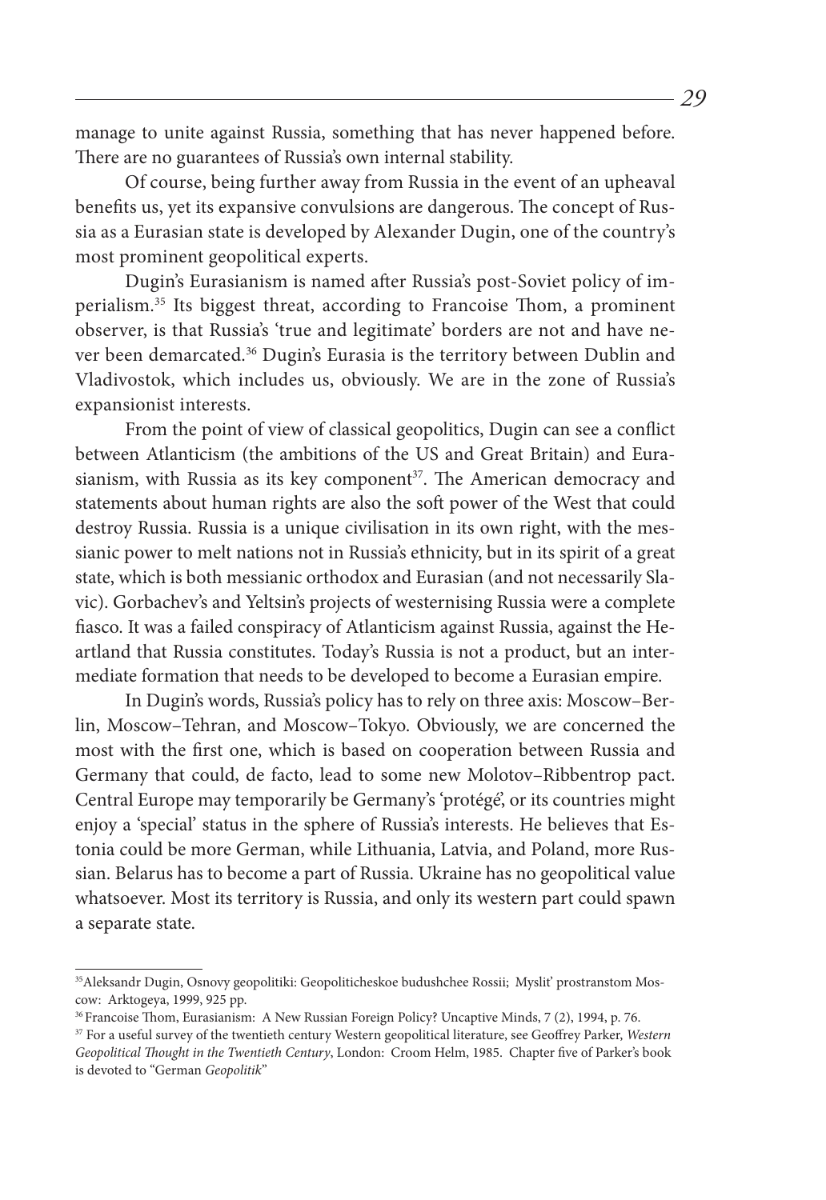manage to unite against Russia, something that has never happened before. There are no guarantees of Russia's own internal stability.

Of course, being further away from Russia in the event of an upheaval benefits us, yet its expansive convulsions are dangerous. The concept of Russia as a Eurasian state is developed by Alexander Dugin, one of the country's most prominent geopolitical experts.

Dugin's Eurasianism is named after Russia's post-Soviet policy of imperialism.[35] Its biggest threat, according to Francoise Thom, a prominent observer, is that Russia's 'true and legitimate' borders are not and have never been demarcated.[36] Dugin's Eurasia is the territory between Dublin and Vladivostok, which includes us, obviously. We are in the zone of Russia's expansionist interests.

From the point of view of classical geopolitics, Dugin can see a conflict between Atlanticism (the ambitions of the US and Great Britain) and Eurasianism, with Russia as its key component[37]. The American democracy and statements about human rights are also the soft power of the West that could destroy Russia. Russia is a unique civilisation in its own right, with the messianic power to melt nations not in Russia's ethnicity, but in its spirit of a great state, which is both messianic orthodox and Eurasian (and not necessarily Slavic). Gorbachev's and Yeltsin's projects of westernising Russia were a complete fiasco. It was a failed conspiracy of Atlanticism against Russia, against the Heartland that Russia constitutes. Today's Russia is not a product, but an intermediate formation that needs to be developed to become a Eurasian empire.

In Dugin's words, Russia's policy has to rely on three axis: Moscow–Berlin, Moscow–Tehran, and Moscow–Tokyo. Obviously, we are concerned the most with the first one, which is based on cooperation between Russia and Germany that could, de facto, lead to some new Molotov–Ribbentrop pact. Central Europe may temporarily be Germany's 'protégé', or its countries might enjoy a 'special' status in the sphere of Russia's interests. He believes that Estonia could be more German, while Lithuania, Latvia, and Poland, more Russian. Belarus has to become a part of Russia. Ukraine has no geopolitical value whatsoever. Most its territory is Russia, and only its western part could spawn a separate state.

---

[35] Aleksandr Dugin, Osnovy geopolitiki: Geopoliticheskoe budushchee Rossii; Myslit' prostranstom Moscow: Arktogeya, 1999, 925 pp.

[36] Francoise Thom, Eurasianism: A New Russian Foreign Policy? Uncaptive Minds, 7 (2), 1994, p. 76.

[37] For a useful survey of the twentieth century Western geopolitical literature, see Geoffrey Parker, *Western Geopolitical Thought in the Twentieth Century*, London: Croom Helm, 1985. Chapter five of Parker's book is devoted to "German *Geopolitik*"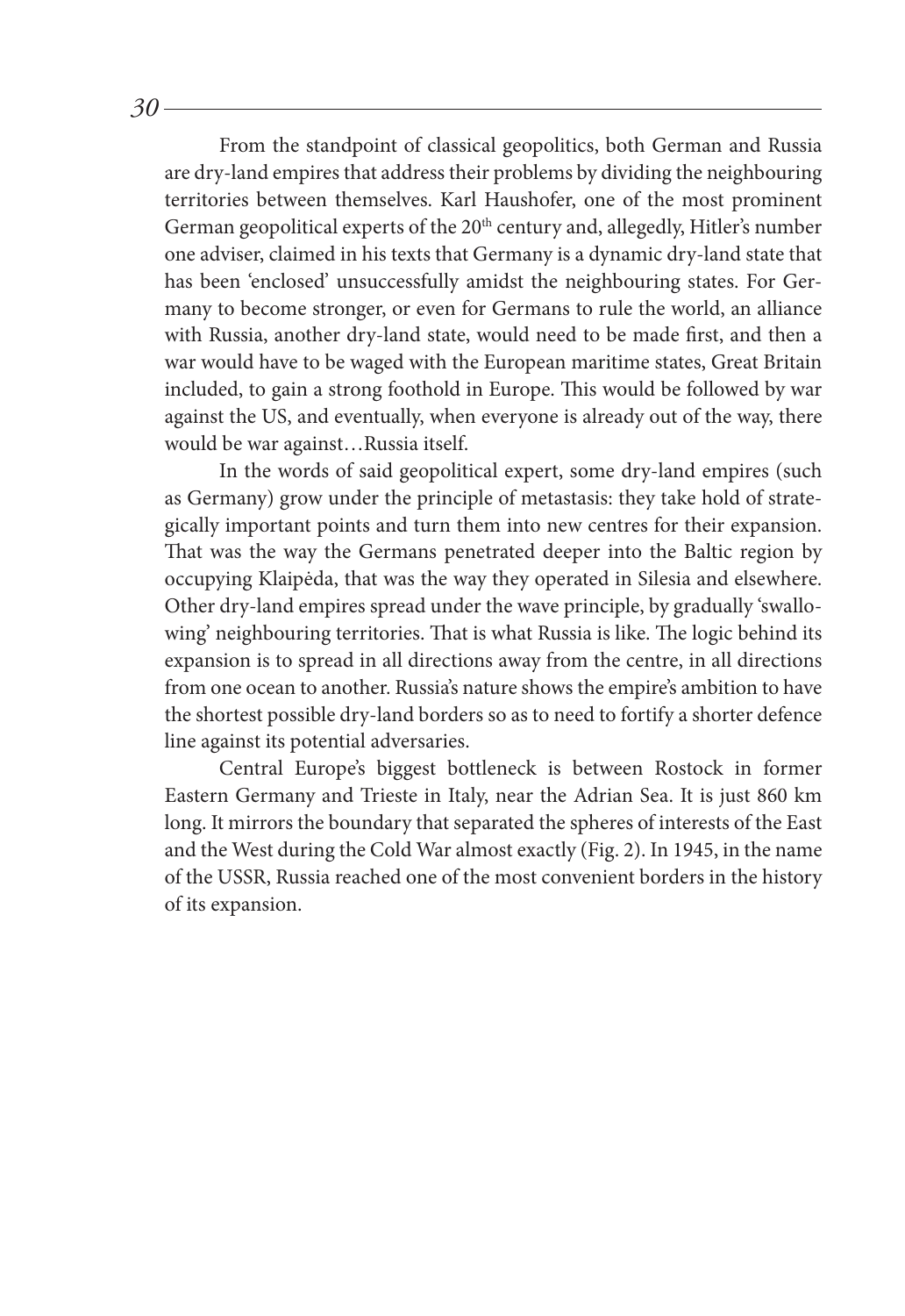From the standpoint of classical geopolitics, both German and Russia are dry-land empires that address their problems by dividing the neighbouring territories between themselves. Karl Haushofer, one of the most prominent German geopolitical experts of the 20th century and, allegedly, Hitler's number one adviser, claimed in his texts that Germany is a dynamic dry-land state that has been 'enclosed' unsuccessfully amidst the neighbouring states. For Germany to become stronger, or even for Germans to rule the world, an alliance with Russia, another dry-land state, would need to be made first, and then a war would have to be waged with the European maritime states, Great Britain included, to gain a strong foothold in Europe. This would be followed by war against the US, and eventually, when everyone is already out of the way, there would be war against…Russia itself.

In the words of said geopolitical expert, some dry-land empires (such as Germany) grow under the principle of metastasis: they take hold of strategically important points and turn them into new centres for their expansion. That was the way the Germans penetrated deeper into the Baltic region by occupying Klaipėda, that was the way they operated in Silesia and elsewhere. Other dry-land empires spread under the wave principle, by gradually 'swallowing' neighbouring territories. That is what Russia is like. The logic behind its expansion is to spread in all directions away from the centre, in all directions from one ocean to another. Russia's nature shows the empire's ambition to have the shortest possible dry-land borders so as to need to fortify a shorter defence line against its potential adversaries.

Central Europe's biggest bottleneck is between Rostock in former Eastern Germany and Trieste in Italy, near the Adrian Sea. It is just 860 km long. It mirrors the boundary that separated the spheres of interests of the East and the West during the Cold War almost exactly (Fig. 2). In 1945, in the name of the USSR, Russia reached one of the most convenient borders in the history of its expansion.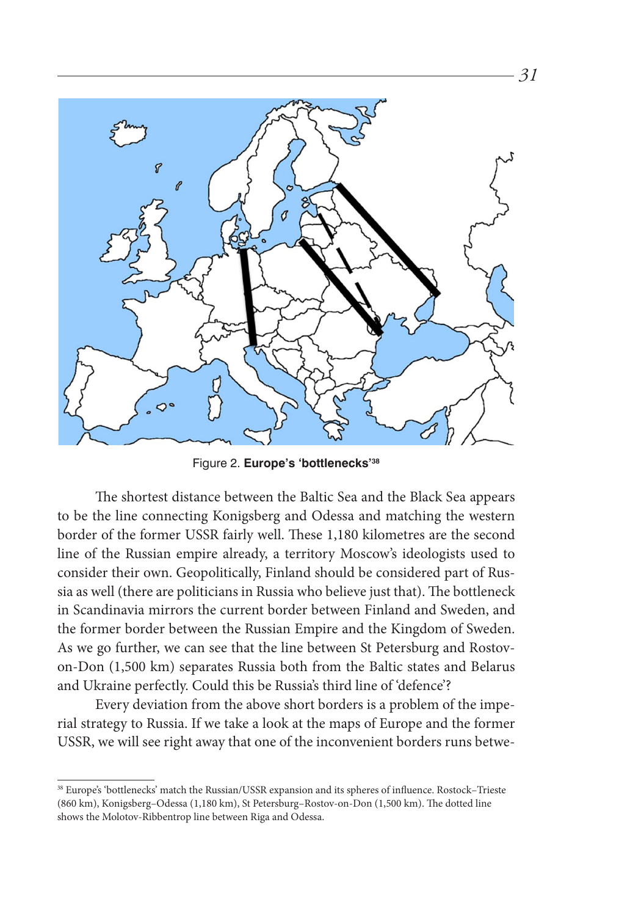Figure 2. **Europe's 'bottlenecks'**[38]

The shortest distance between the Baltic Sea and the Black Sea appears to be the line connecting Konigsberg and Odessa and matching the western border of the former USSR fairly well. These 1,180 kilometres are the second line of the Russian empire already, a territory Moscow's ideologists used to consider their own. Geopolitically, Finland should be considered part of Russia as well (there are politicians in Russia who believe just that). The bottleneck in Scandinavia mirrors the current border between Finland and Sweden, and the former border between the Russian Empire and the Kingdom of Sweden. As we go further, we can see that the line between St Petersburg and Rostov-on-Don (1,500 km) separates Russia both from the Baltic states and Belarus and Ukraine perfectly. Could this be Russia's third line of 'defence'?

Every deviation from the above short borders is a problem of the imperial strategy to Russia. If we take a look at the maps of Europe and the former USSR, we will see right away that one of the inconvenient borders runs betwe-

[38] Europe's 'bottlenecks' match the Russian/USSR expansion and its spheres of influence. Rostock–Trieste (860 km), Konigsberg–Odessa (1,180 km), St Petersburg–Rostov-on-Don (1,500 km). The dotted line shows the Molotov-Ribbentrop line between Riga and Odessa.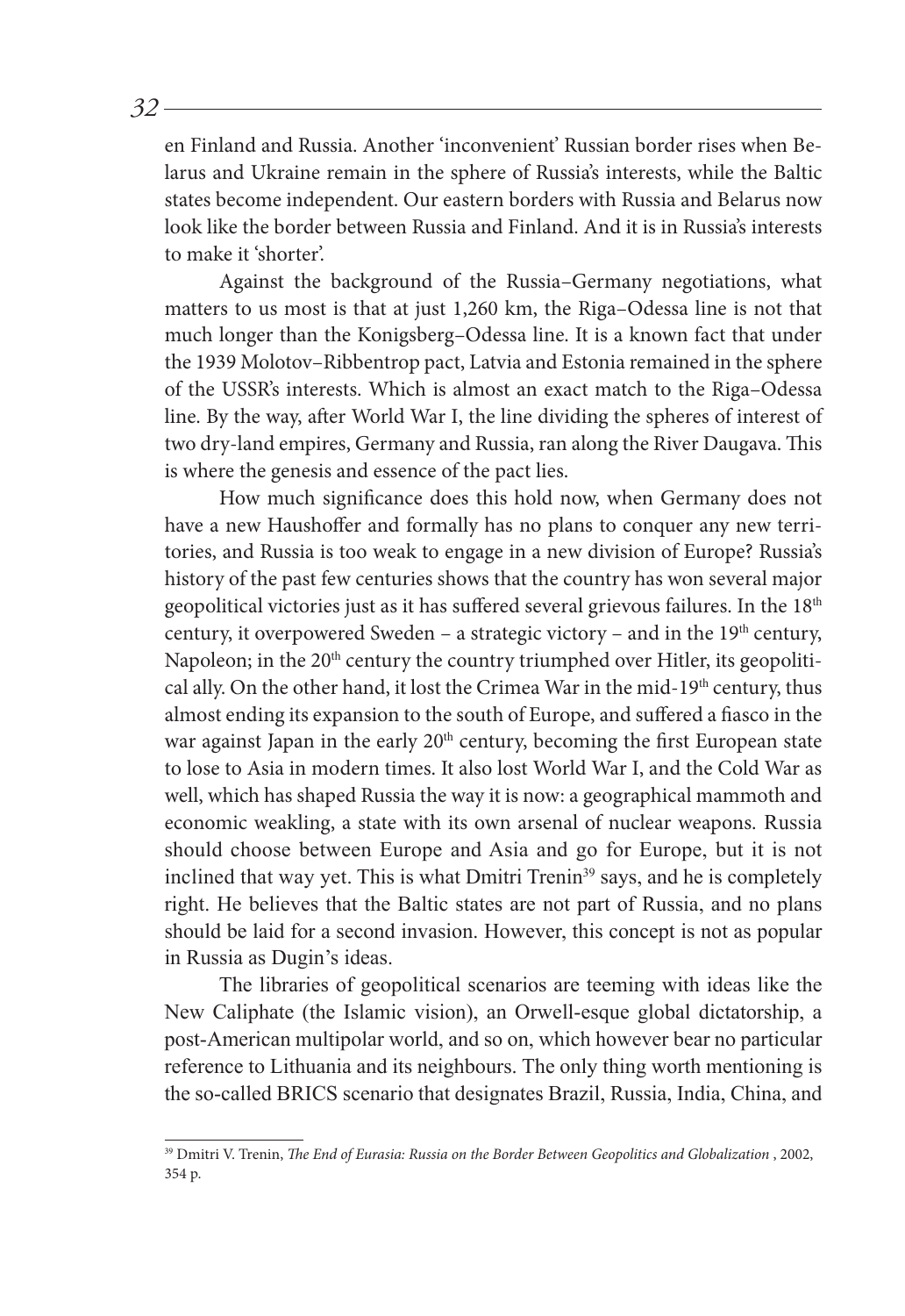en Finland and Russia. Another 'inconvenient' Russian border rises when Belarus and Ukraine remain in the sphere of Russia's interests, while the Baltic states become independent. Our eastern borders with Russia and Belarus now look like the border between Russia and Finland. And it is in Russia's interests to make it 'shorter'.

Against the background of the Russia–Germany negotiations, what matters to us most is that at just 1,260 km, the Riga–Odessa line is not that much longer than the Konigsberg–Odessa line. It is a known fact that under the 1939 Molotov–Ribbentrop pact, Latvia and Estonia remained in the sphere of the USSR's interests. Which is almost an exact match to the Riga–Odessa line. By the way, after World War I, the line dividing the spheres of interest of two dry-land empires, Germany and Russia, ran along the River Daugava. This is where the genesis and essence of the pact lies.

How much significance does this hold now, when Germany does not have a new Haushoffer and formally has no plans to conquer any new territories, and Russia is too weak to engage in a new division of Europe? Russia's history of the past few centuries shows that the country has won several major geopolitical victories just as it has suffered several grievous failures. In the 18th century, it overpowered Sweden – a strategic victory – and in the 19th century, Napoleon; in the 20th century the country triumphed over Hitler, its geopolitical ally. On the other hand, it lost the Crimea War in the mid-19th century, thus almost ending its expansion to the south of Europe, and suffered a fiasco in the war against Japan in the early 20th century, becoming the first European state to lose to Asia in modern times. It also lost World War I, and the Cold War as well, which has shaped Russia the way it is now: a geographical mammoth and economic weakling, a state with its own arsenal of nuclear weapons. Russia should choose between Europe and Asia and go for Europe, but it is not inclined that way yet. This is what Dmitri Trenin[39] says, and he is completely right. He believes that the Baltic states are not part of Russia, and no plans should be laid for a second invasion. However, this concept is not as popular in Russia as Dugin's ideas.

The libraries of geopolitical scenarios are teeming with ideas like the New Caliphate (the Islamic vision), an Orwell-esque global dictatorship, a post-American multipolar world, and so on, which however bear no particular reference to Lithuania and its neighbours. The only thing worth mentioning is the so-called BRICS scenario that designates Brazil, Russia, India, China, and

---

[39] Dmitri V. Trenin, *The End of Eurasia: Russia on the Border Between Geopolitics and Globalization* , 2002, 354 p.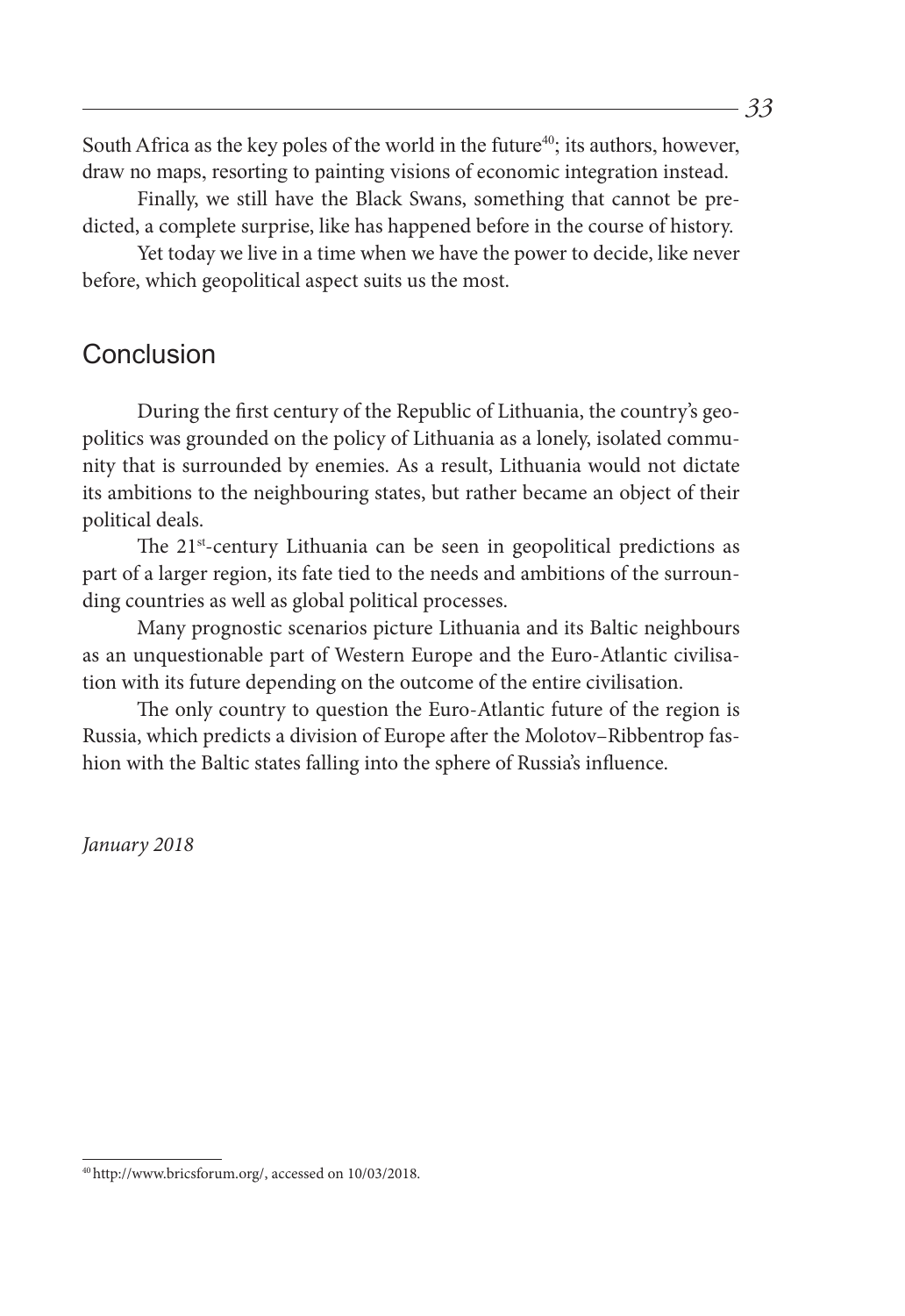South Africa as the key poles of the world in the future[40]; its authors, however, draw no maps, resorting to painting visions of economic integration instead.

Finally, we still have the Black Swans, something that cannot be predicted, a complete surprise, like has happened before in the course of history.

Yet today we live in a time when we have the power to decide, like never before, which geopolitical aspect suits us the most.

## Conclusion

During the first century of the Republic of Lithuania, the country's geopolitics was grounded on the policy of Lithuania as a lonely, isolated community that is surrounded by enemies. As a result, Lithuania would not dictate its ambitions to the neighbouring states, but rather became an object of their political deals.

The 21st-century Lithuania can be seen in geopolitical predictions as part of a larger region, its fate tied to the needs and ambitions of the surrounding countries as well as global political processes.

Many prognostic scenarios picture Lithuania and its Baltic neighbours as an unquestionable part of Western Europe and the Euro-Atlantic civilisation with its future depending on the outcome of the entire civilisation.

The only country to question the Euro-Atlantic future of the region is Russia, which predicts a division of Europe after the Molotov–Ribbentrop fashion with the Baltic states falling into the sphere of Russia's influence.

*January 2018*

---

[40] http://www.bricsforum.org/, accessed on 10/03/2018.